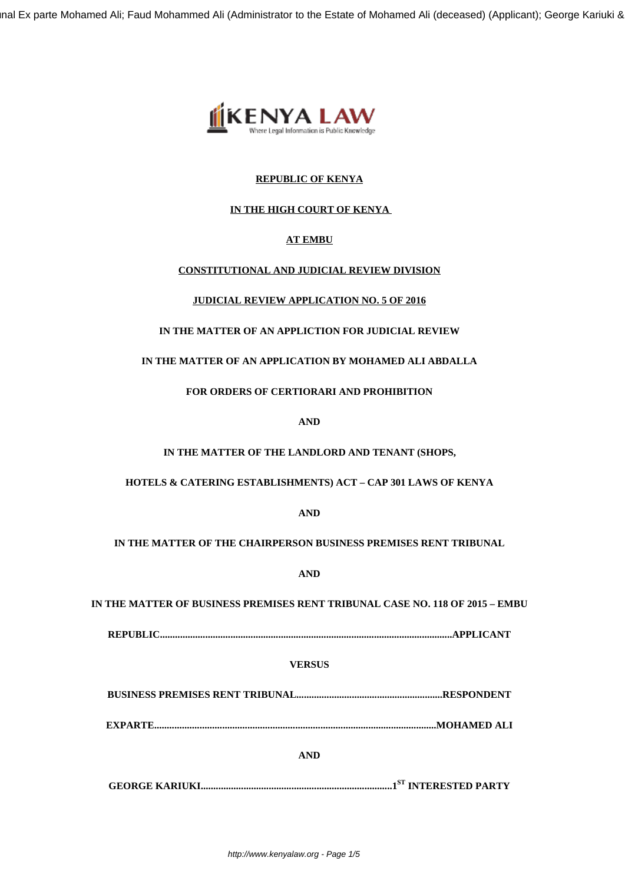**REPUBLIC OF KENYA**

**IN THE HIGH COURT OF KENYA**

**AT EMBU**

**CONSTITUTIONAL AND JUDICIAL REVIEW DIVISION**

**JUDICIAL REVIEW APPLICATION NO. 5 OF 2016**

**IN THE MATTER OF AN APPLICTION FOR JUDICIAL REVIEW**

**IN THE MATTER OF AN APPLICATION BY MOHAMED ALI ABDALLA**

**FOR ORDERS OF CERTIORARI AND PROHIBITION**

**AND**

**IN THE MATTER OF THE LANDLORD AND TENANT (SHOPS,**

**HOTELS & CATERING ESTABLISHMENTS) ACT – CAP 301 LAWS OF KENYA**

**AND**

**IN THE MATTER OF THE CHAIRPERSON BUSINESS PREMISES RENT TRIBUNAL**

**AND**

**IN THE MATTER OF BUSINESS PREMISES RENT TRIBUNAL CASE NO. 118 OF 2015 – EMBU**

**REPUBLIC....................................................................................................................APPLICANT**

**VERSUS**

**BUSINESS PREMISES RENT TRIBUNAL..........................................................RESPONDENT**

**EXPARTE...............................................................................................................MOHAMED ALI**

**AND**

**GEORGE KARIUKI...........................................................................1ST INTERESTED PARTY**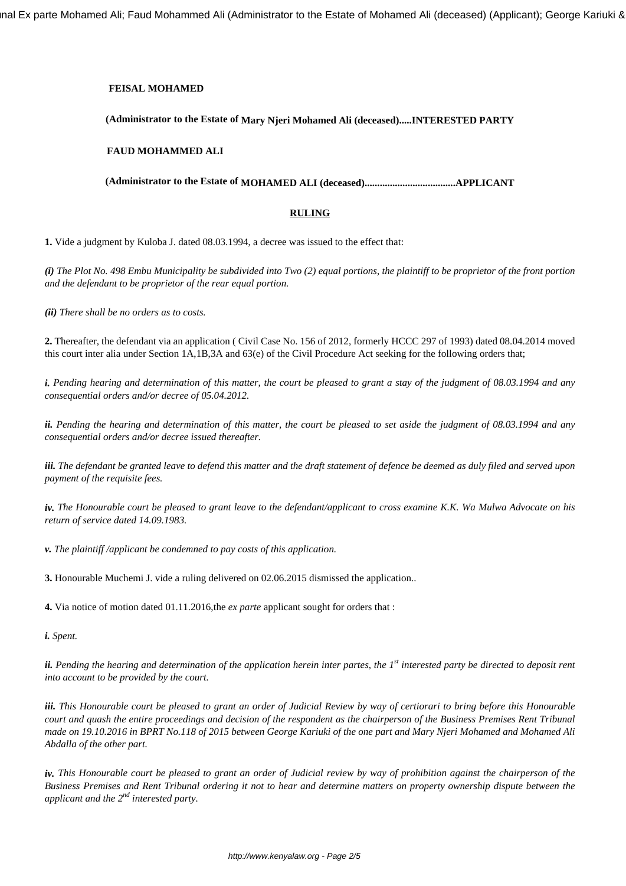**FEISAL MOHAMED**

**(Administrator to the Estate of Mary Njeri Mohamed Ali (deceased).....INTERESTED PARTY**

**FAUD MOHAMMED ALI**

**(Administrator to the Estate of MOHAMED ALI (deceased)...................................APPLICANT**

## RULING

**1.** Vide a judgment by Kuloba J. dated 08.03.1994, a decree was issued to the effect that:

***(i)*** *The Plot No. 498 Embu Municipality be subdivided into Two (2) equal portions, the plaintiff to be proprietor of the front portion and the defendant to be proprietor of the rear equal portion.*

***(ii)*** *There shall be no orders as to costs.*

**2.** Thereafter, the defendant via an application ( Civil Case No. 156 of 2012, formerly HCCC 297 of 1993) dated 08.04.2014 moved this court inter alia under Section 1A,1B,3A and 63(e) of the Civil Procedure Act seeking for the following orders that;

***i.*** *Pending hearing and determination of this matter, the court be pleased to grant a stay of the judgment of 08.03.1994 and any consequential orders and/or decree of 05.04.2012.*

***ii.*** *Pending the hearing and determination of this matter, the court be pleased to set aside the judgment of 08.03.1994 and any consequential orders and/or decree issued thereafter.*

***iii.*** *The defendant be granted leave to defend this matter and the draft statement of defence be deemed as duly filed and served upon payment of the requisite fees.*

***iv.*** *The Honourable court be pleased to grant leave to the defendant/applicant to cross examine K.K. Wa Mulwa Advocate on his return of service dated 14.09.1983.*

***v.*** *The plaintiff /applicant be condemned to pay costs of this application.*

**3.** Honourable Muchemi J. vide a ruling delivered on 02.06.2015 dismissed the application..

**4.** Via notice of motion dated 01.11.2016,the *ex parte* applicant sought for orders that :

***i.*** *Spent.*

***ii.*** *Pending the hearing and determination of the application herein inter partes, the 1st interested party be directed to deposit rent into account to be provided by the court.*

***iii.*** *This Honourable court be pleased to grant an order of Judicial Review by way of certiorari to bring before this Honourable court and quash the entire proceedings and decision of the respondent as the chairperson of the Business Premises Rent Tribunal made on 19.10.2016 in BPRT No.118 of 2015 between George Kariuki of the one part and Mary Njeri Mohamed and Mohamed Ali Abdalla of the other part.*

***iv.*** *This Honourable court be pleased to grant an order of Judicial review by way of prohibition against the chairperson of the Business Premises and Rent Tribunal ordering it not to hear and determine matters on property ownership dispute between the applicant and the 2nd interested party.*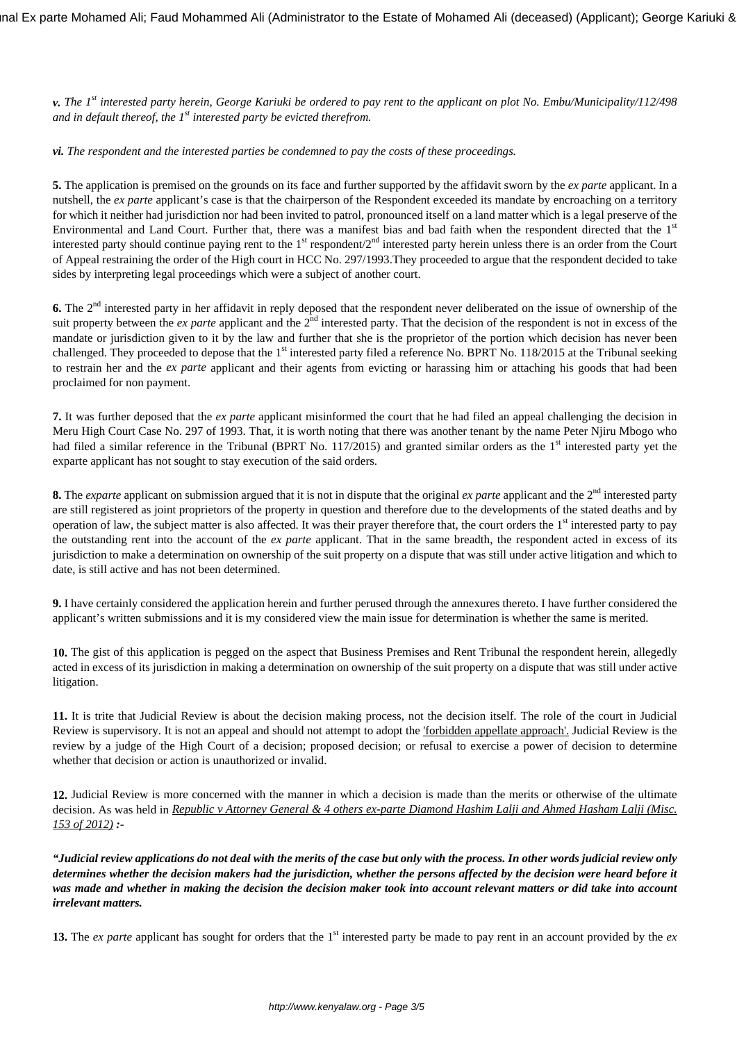***v.** The 1st interested party herein, George Kariuki be ordered to pay rent to the applicant on plot No. Embu/Municipality/112/498 and in default thereof, the 1st interested party be evicted therefrom.*

***vi.** The respondent and the interested parties be condemned to pay the costs of these proceedings.*

**5.** The application is premised on the grounds on its face and further supported by the affidavit sworn by the *ex parte* applicant. In a nutshell, the *ex parte* applicant's case is that the chairperson of the Respondent exceeded its mandate by encroaching on a territory for which it neither had jurisdiction nor had been invited to patrol, pronounced itself on a land matter which is a legal preserve of the Environmental and Land Court. Further that, there was a manifest bias and bad faith when the respondent directed that the 1st interested party should continue paying rent to the 1st respondent/2nd interested party herein unless there is an order from the Court of Appeal restraining the order of the High court in HCC No. 297/1993.They proceeded to argue that the respondent decided to take sides by interpreting legal proceedings which were a subject of another court.

**6.** The 2nd interested party in her affidavit in reply deposed that the respondent never deliberated on the issue of ownership of the suit property between the *ex parte* applicant and the 2nd interested party. That the decision of the respondent is not in excess of the mandate or jurisdiction given to it by the law and further that she is the proprietor of the portion which decision has never been challenged. They proceeded to depose that the 1st interested party filed a reference No. BPRT No. 118/2015 at the Tribunal seeking to restrain her and the *ex parte* applicant and their agents from evicting or harassing him or attaching his goods that had been proclaimed for non payment.

**7.** It was further deposed that the *ex parte* applicant misinformed the court that he had filed an appeal challenging the decision in Meru High Court Case No. 297 of 1993. That, it is worth noting that there was another tenant by the name Peter Njiru Mbogo who had filed a similar reference in the Tribunal (BPRT No. 117/2015) and granted similar orders as the 1st interested party yet the exparte applicant has not sought to stay execution of the said orders.

**8.** The *exparte* applicant on submission argued that it is not in dispute that the original *ex parte* applicant and the 2nd interested party are still registered as joint proprietors of the property in question and therefore due to the developments of the stated deaths and by operation of law, the subject matter is also affected. It was their prayer therefore that, the court orders the 1st interested party to pay the outstanding rent into the account of the *ex parte* applicant. That in the same breadth, the respondent acted in excess of its jurisdiction to make a determination on ownership of the suit property on a dispute that was still under active litigation and which to date, is still active and has not been determined.

**9.** I have certainly considered the application herein and further perused through the annexures thereto. I have further considered the applicant's written submissions and it is my considered view the main issue for determination is whether the same is merited.

**10.** The gist of this application is pegged on the aspect that Business Premises and Rent Tribunal the respondent herein, allegedly acted in excess of its jurisdiction in making a determination on ownership of the suit property on a dispute that was still under active litigation.

**11.** It is trite that Judicial Review is about the decision making process, not the decision itself. The role of the court in Judicial Review is supervisory. It is not an appeal and should not attempt to adopt the 'forbidden appellate approach'. Judicial Review is the review by a judge of the High Court of a decision; proposed decision; or refusal to exercise a power of decision to determine whether that decision or action is unauthorized or invalid.

**12.** Judicial Review is more concerned with the manner in which a decision is made than the merits or otherwise of the ultimate decision. As was held in *Republic v Attorney General & 4 others ex-parte Diamond Hashim Lalji and Ahmed Hasham Lalji (Misc. 153 of 2012)* **:-**

***"Judicial review applications do not deal with the merits of the case but only with the process. In other words judicial review only determines whether the decision makers had the jurisdiction, whether the persons affected by the decision were heard before it was made and whether in making the decision the decision maker took into account relevant matters or did take into account irrelevant matters.***

**13.** The *ex parte* applicant has sought for orders that the 1st interested party be made to pay rent in an account provided by the *ex*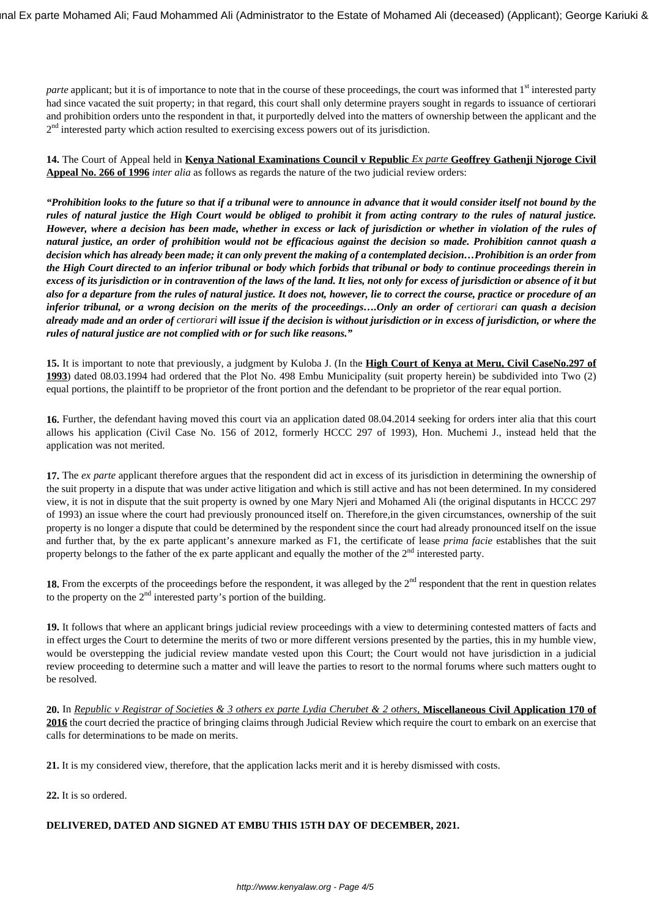*parte* applicant; but it is of importance to note that in the course of these proceedings, the court was informed that 1st interested party had since vacated the suit property; in that regard, this court shall only determine prayers sought in regards to issuance of certiorari and prohibition orders unto the respondent in that, it purportedly delved into the matters of ownership between the applicant and the 2nd interested party which action resulted to exercising excess powers out of its jurisdiction.

**14.** The Court of Appeal held in **Kenya National Examinations Council v Republic** *Ex parte* **Geoffrey Gathenji Njoroge Civil Appeal No. 266 of 1996** *inter alia* as follows as regards the nature of the two judicial review orders:

***"Prohibition looks to the future so that if a tribunal were to announce in advance that it would consider itself not bound by the rules of natural justice the High Court would be obliged to prohibit it from acting contrary to the rules of natural justice. However, where a decision has been made, whether in excess or lack of jurisdiction or whether in violation of the rules of natural justice, an order of prohibition would not be efficacious against the decision so made. Prohibition cannot quash a decision which has already been made; it can only prevent the making of a contemplated decision…Prohibition is an order from the High Court directed to an inferior tribunal or body which forbids that tribunal or body to continue proceedings therein in excess of its jurisdiction or in contravention of the laws of the land. It lies, not only for excess of jurisdiction or absence of it but also for a departure from the rules of natural justice. It does not, however, lie to correct the course, practice or procedure of an inferior tribunal, or a wrong decision on the merits of the proceedings….Only an order of*** *certiorari* ***can quash a decision already made and an order of*** *certiorari* ***will issue if the decision is without jurisdiction or in excess of jurisdiction, or where the rules of natural justice are not complied with or for such like reasons."***

**15.** It is important to note that previously, a judgment by Kuloba J. (In the **High Court of Kenya at Meru, Civil CaseNo.297 of 1993**) dated 08.03.1994 had ordered that the Plot No. 498 Embu Municipality (suit property herein) be subdivided into Two (2) equal portions, the plaintiff to be proprietor of the front portion and the defendant to be proprietor of the rear equal portion.

**16.** Further, the defendant having moved this court via an application dated 08.04.2014 seeking for orders inter alia that this court allows his application (Civil Case No. 156 of 2012, formerly HCCC 297 of 1993), Hon. Muchemi J., instead held that the application was not merited.

**17.** The *ex parte* applicant therefore argues that the respondent did act in excess of its jurisdiction in determining the ownership of the suit property in a dispute that was under active litigation and which is still active and has not been determined. In my considered view, it is not in dispute that the suit property is owned by one Mary Njeri and Mohamed Ali (the original disputants in HCCC 297 of 1993) an issue where the court had previously pronounced itself on. Therefore,in the given circumstances, ownership of the suit property is no longer a dispute that could be determined by the respondent since the court had already pronounced itself on the issue and further that, by the ex parte applicant's annexure marked as F1, the certificate of lease *prima facie* establishes that the suit property belongs to the father of the ex parte applicant and equally the mother of the 2nd interested party.

**18.** From the excerpts of the proceedings before the respondent, it was alleged by the 2nd respondent that the rent in question relates to the property on the 2nd interested party's portion of the building.

**19.** It follows that where an applicant brings judicial review proceedings with a view to determining contested matters of facts and in effect urges the Court to determine the merits of two or more different versions presented by the parties, this in my humble view, would be overstepping the judicial review mandate vested upon this Court; the Court would not have jurisdiction in a judicial review proceeding to determine such a matter and will leave the parties to resort to the normal forums where such matters ought to be resolved.

**20.** In *Republic v Registrar of Societies & 3 others ex parte Lydia Cherubet & 2 others*, **Miscellaneous Civil Application 170 of 2016** the court decried the practice of bringing claims through Judicial Review which require the court to embark on an exercise that calls for determinations to be made on merits.

**21.** It is my considered view, therefore, that the application lacks merit and it is hereby dismissed with costs.

**22.** It is so ordered.

**DELIVERED, DATED AND SIGNED AT EMBU THIS 15TH DAY OF DECEMBER, 2021.**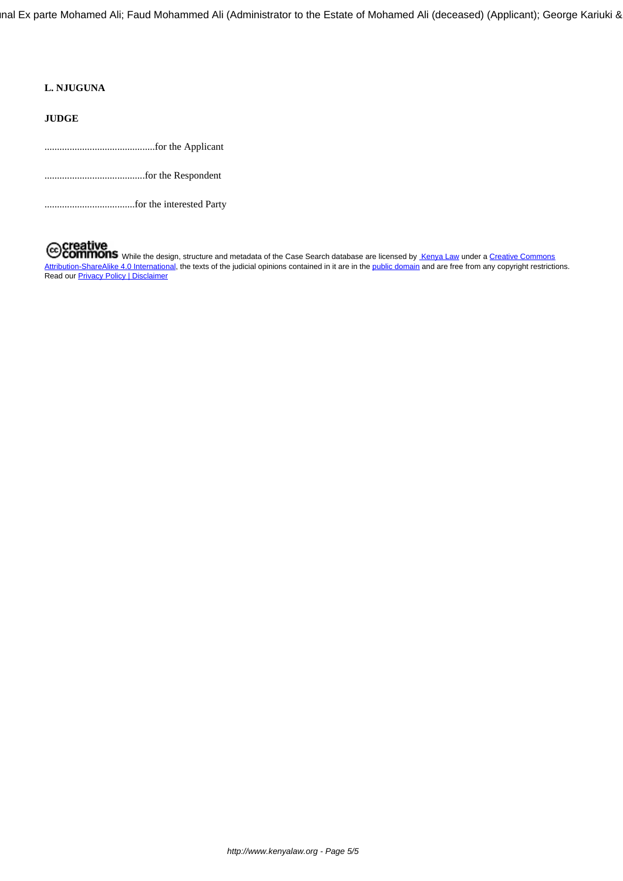**L. NJUGUNA**

**JUDGE**

............................................for the Applicant

........................................for the Respondent

....................................for the interested Party

While the design, structure and metadata of the Case Search database are licensed by Kenya Law under a Creative Commons Attribution-ShareAlike 4.0 International, the texts of the judicial opinions contained in it are in the public domain and are free from any copyright restrictions.
Read our Privacy Policy | Disclaimer